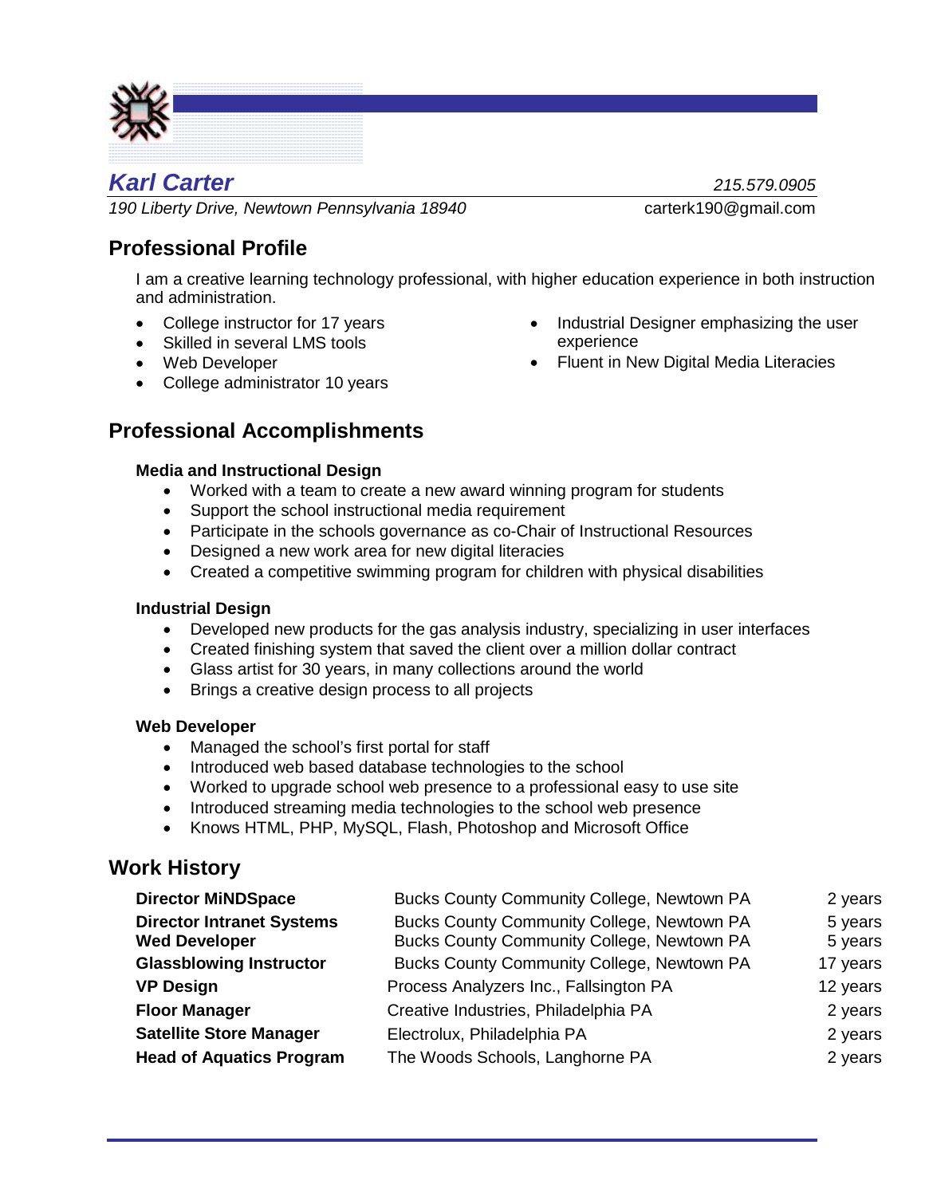# *Karl Carter*

*215.579.0905*

*190 Liberty Drive, Newtown Pennsylvania 18940*

carterk190@gmail.com

## Professional Profile

I am a creative learning technology professional, with higher education experience in both instruction and administration.

- College instructor for 17 years
- Skilled in several LMS tools
- Web Developer
- College administrator 10 years
- Industrial Designer emphasizing the user experience
- Fluent in New Digital Media Literacies

## Professional Accomplishments

### Media and Instructional Design

- Worked with a team to create a new award winning program for students
- Support the school instructional media requirement
- Participate in the schools governance as co-Chair of Instructional Resources
- Designed a new work area for new digital literacies
- Created a competitive swimming program for children with physical disabilities

### Industrial Design

- Developed new products for the gas analysis industry, specializing in user interfaces
- Created finishing system that saved the client over a million dollar contract
- Glass artist for 30 years, in many collections around the world
- Brings a creative design process to all projects

### Web Developer

- Managed the school's first portal for staff
- Introduced web based database technologies to the school
- Worked to upgrade school web presence to a professional easy to use site
- Introduced streaming media technologies to the school web presence
- Knows HTML, PHP, MySQL, Flash, Photoshop and Microsoft Office

## Work History

| | | |
|---|---|---|
| **Director MiNDSpace** | Bucks County Community College, Newtown PA | 2 years |
| **Director Intranet Systems** | Bucks County Community College, Newtown PA | 5 years |
| **Wed Developer** | Bucks County Community College, Newtown PA | 5 years |
| **Glassblowing Instructor** | Bucks County Community College, Newtown PA | 17 years |
| **VP Design** | Process Analyzers Inc., Fallsington PA | 12 years |
| **Floor Manager** | Creative Industries, Philadelphia PA | 2 years |
| **Satellite Store Manager** | Electrolux, Philadelphia PA | 2 years |
| **Head of Aquatics Program** | The Woods Schools, Langhorne PA | 2 years |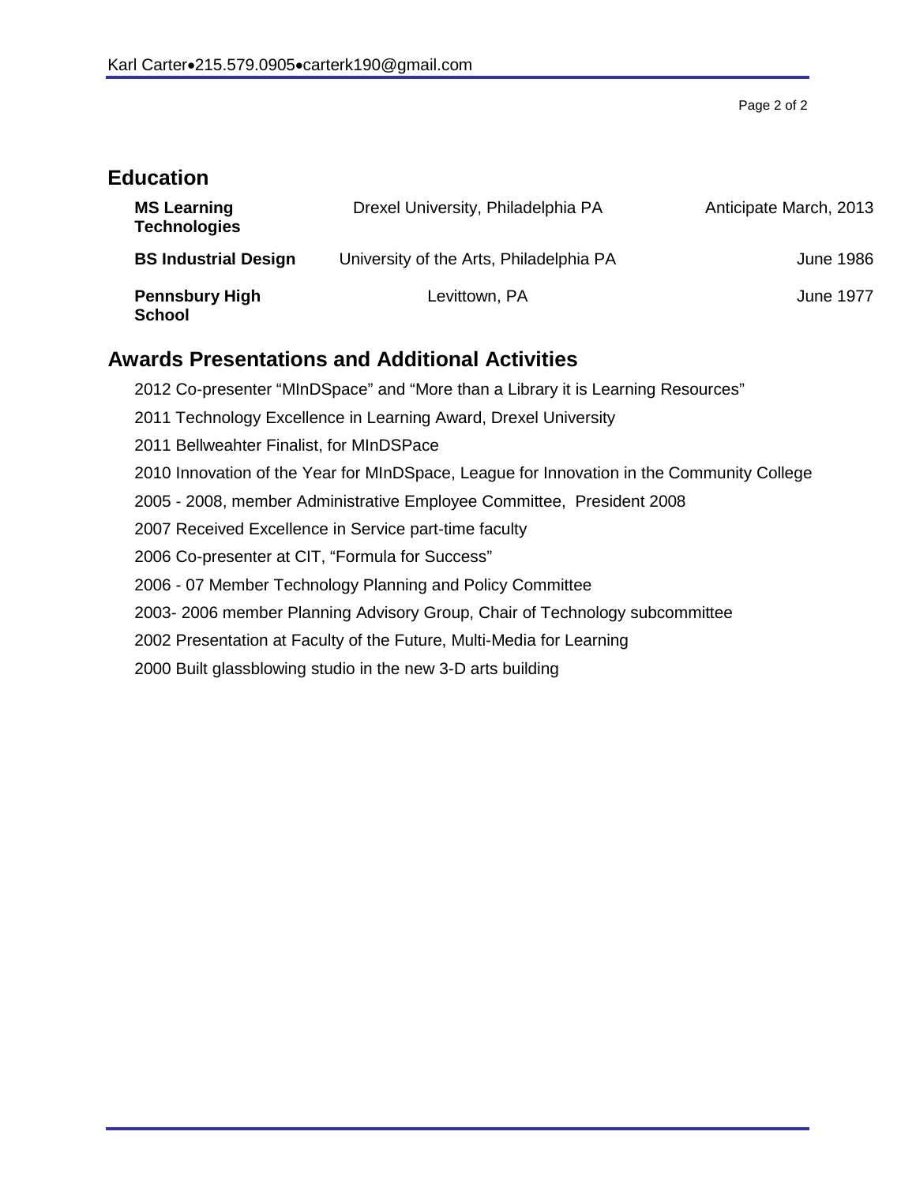## Education

| | | |
|---|---|---|
| **MS Learning Technologies** | Drexel University, Philadelphia PA | Anticipate March, 2013 |
| **BS Industrial Design** | University of the Arts, Philadelphia PA | June 1986 |
| **Pennsbury High School** | Levittown, PA | June 1977 |

## Awards Presentations and Additional Activities

2012 Co-presenter "MInDSpace" and "More than a Library it is Learning Resources"

2011 Technology Excellence in Learning Award, Drexel University

2011 Bellweahter Finalist, for MInDSPace

2010 Innovation of the Year for MInDSpace, League for Innovation in the Community College

2005 - 2008, member Administrative Employee Committee, President 2008

2007 Received Excellence in Service part-time faculty

2006 Co-presenter at CIT, "Formula for Success"

2006 - 07 Member Technology Planning and Policy Committee

2003- 2006 member Planning Advisory Group, Chair of Technology subcommittee

2002 Presentation at Faculty of the Future, Multi-Media for Learning

2000 Built glassblowing studio in the new 3-D arts building